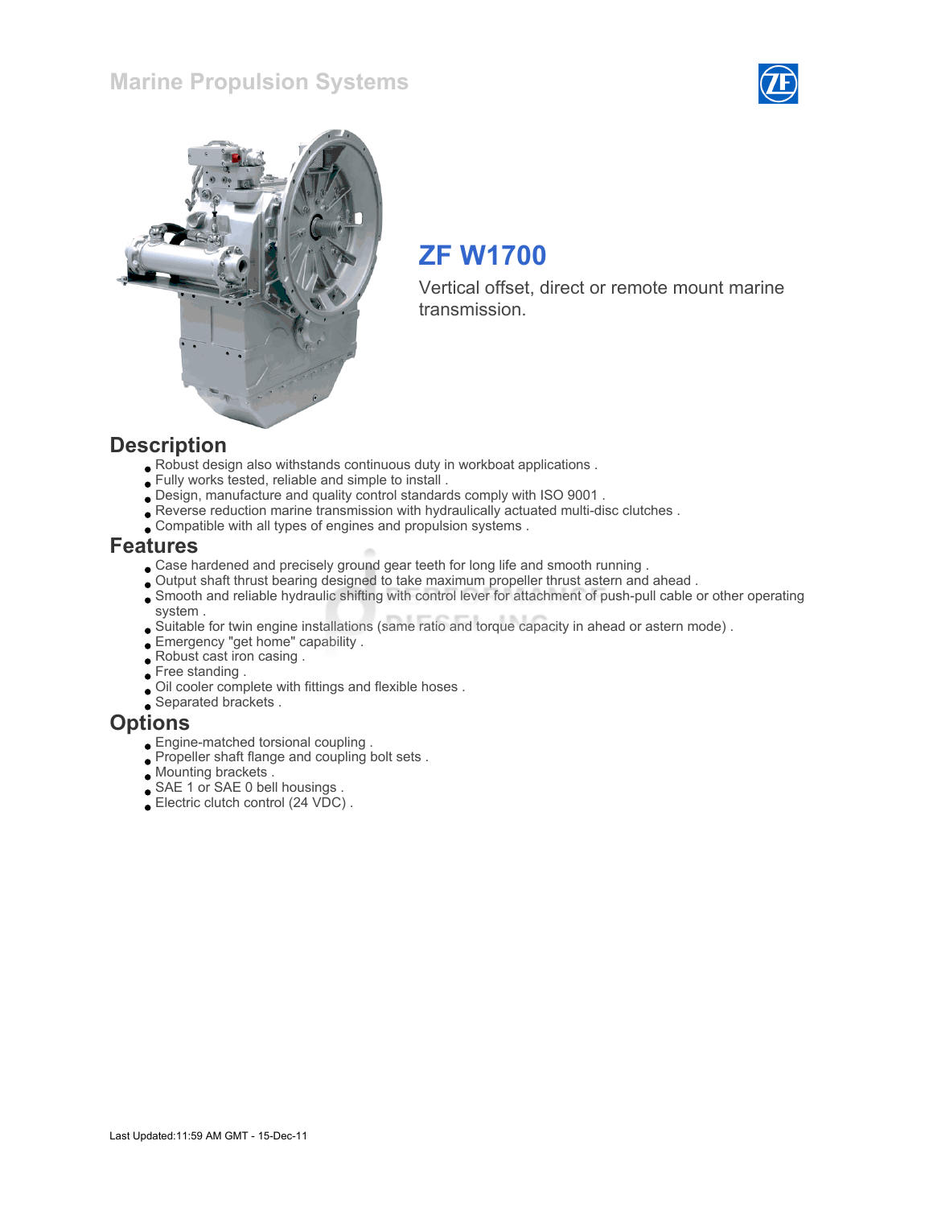# Marine Propulsion Systems

## ZF W1700

Vertical offset, direct or remote mount marine transmission.

## Description

- Robust design also withstands continuous duty in workboat applications .
- Fully works tested, reliable and simple to install .
- Design, manufacture and quality control standards comply with ISO 9001 .
- Reverse reduction marine transmission with hydraulically actuated multi-disc clutches .
- Compatible with all types of engines and propulsion systems .

## Features

- Case hardened and precisely ground gear teeth for long life and smooth running .
- Output shaft thrust bearing designed to take maximum propeller thrust astern and ahead .
- Smooth and reliable hydraulic shifting with control lever for attachment of push-pull cable or other operating system .
- Suitable for twin engine installations (same ratio and torque capacity in ahead or astern mode) .
- Emergency "get home" capability .
- Robust cast iron casing .
- Free standing .
- Oil cooler complete with fittings and flexible hoses .
- Separated brackets .

## Options

- Engine-matched torsional coupling .
- Propeller shaft flange and coupling bolt sets .
- Mounting brackets .
- SAE 1 or SAE 0 bell housings .
- Electric clutch control (24 VDC) .

Last Updated:11:59 AM GMT - 15-Dec-11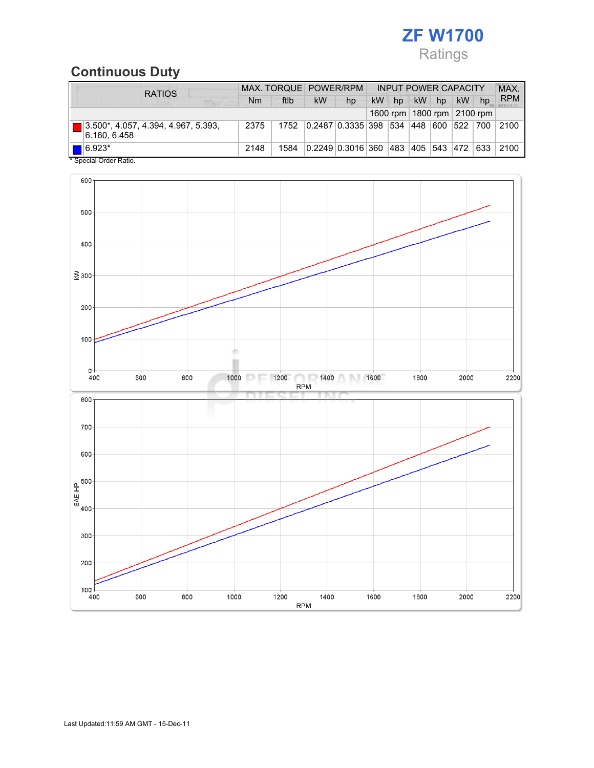# ZF W1700

Ratings

## Continuous Duty

| RATIOS | MAX. TORQUE | | POWER/RPM | | INPUT POWER CAPACITY | | | | | | MAX. RPM |
|---|---|---|---|---|---|---|---|---|---|---|---|
| | Nm | ftlb | kW | hp | kW | hp | kW | hp | kW | hp | |
| | | | | | 1600 rpm | | 1800 rpm | | 2100 rpm | | |
| 3.500*, 4.057, 4.394, 4.967, 5.393, 6.160, 6.458 | 2375 | 1752 | 0.2487 | 0.3335 | 398 | 534 | 448 | 600 | 522 | 700 | 2100 |
| 6.923* | 2148 | 1584 | 0.2249 | 0.3016 | 360 | 483 | 405 | 543 | 472 | 633 | 2100 |

* Special Order Ratio.

Last Updated:11:59 AM GMT - 15-Dec-11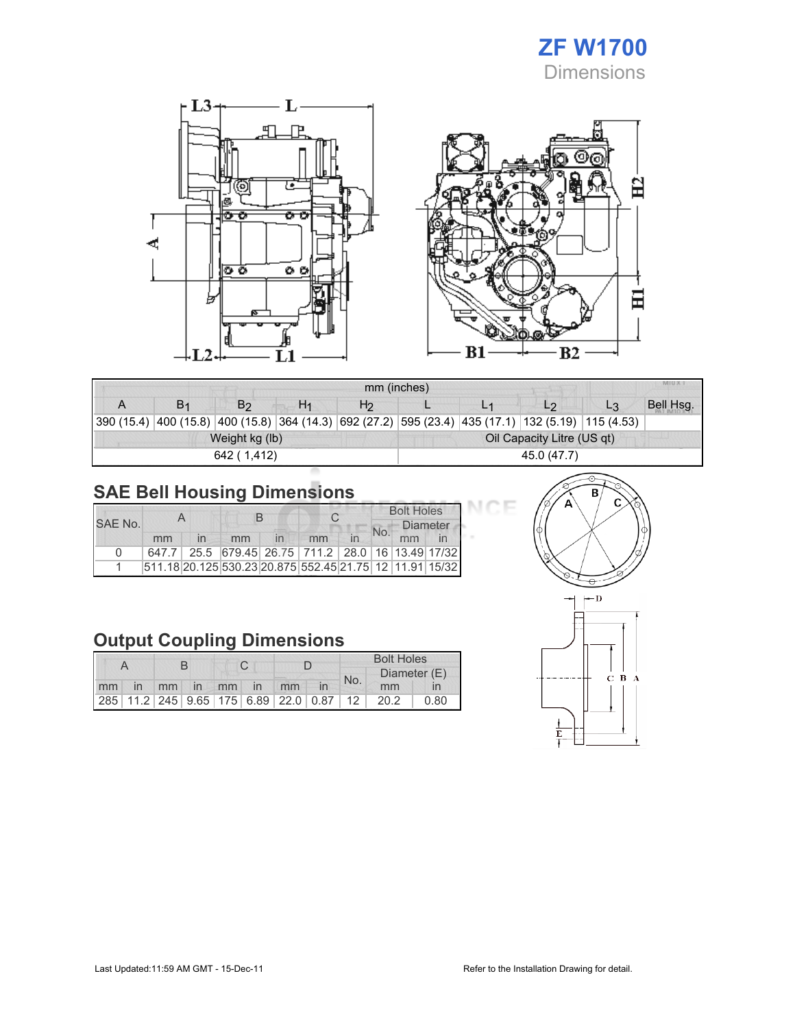# ZF W1700

## Dimensions

| mm (inches) | | | | | | | | | |
|---|---|---|---|---|---|---|---|---|---|
| A | $B_1$ | $B_2$ | $H_1$ | $H_2$ | L | $L_1$ | $L_2$ | $L_3$ | Bell Hsg. |
| 390 (15.4) | 400 (15.8) | 400 (15.8) | 364 (14.3) | 692 (27.2) | 595 (23.4) | 435 (17.1) | 132 (5.19) | 115 (4.53) | |

| Weight kg (lb) | Oil Capacity Litre (US qt) |
|---|---|
| 642 ( 1,412) | 45.0 (47.7) |

## SAE Bell Housing Dimensions

| SAE No. | A | | B | | C | | Bolt Holes | | |
|---|---|---|---|---|---|---|---|---|---|
| | | | | | | | No. | Diameter | |
| | mm | in | mm | in | mm | in | | mm | in |
| 0 | 647.7 | 25.5 | 679.45 | 26.75 | 711.2 | 28.0 | 16 | 13.49 | 17/32 |
| 1 | 511.18 | 20.125 | 530.23 | 20.875 | 552.45 | 21.75 | 12 | 11.91 | 15/32 |

## Output Coupling Dimensions

| A | | B | | C | | D | | Bolt Holes | | |
|---|---|---|---|---|---|---|---|---|---|---|
| | | | | | | | | No. | Diameter (E) | |
| mm | in | mm | in | mm | in | mm | in | | mm | in |
| 285 | 11.2 | 245 | 9.65 | 175 | 6.89 | 22.0 | 0.87 | 12 | 20.2 | 0.80 |

Last Updated:11:59 AM GMT - 15-Dec-11

Refer to the Installation Drawing for detail.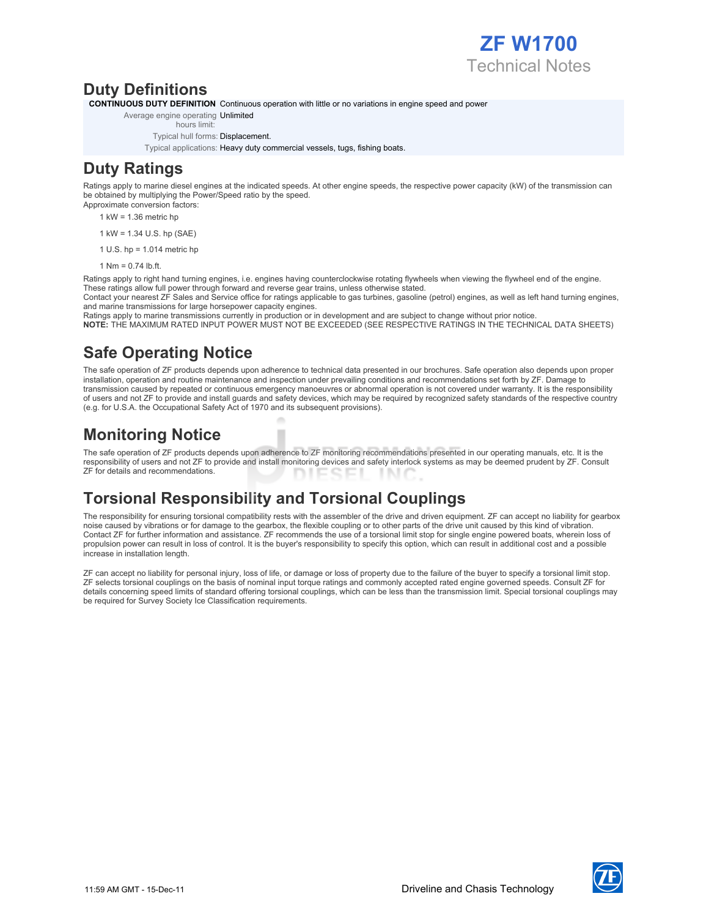# ZF W1700

## Technical Notes

## Duty Definitions

| | |
|---|---|
| **CONTINUOUS DUTY DEFINITION** | Continuous operation with little or no variations in engine speed and power |
| Average engine operating hours limit: | Unlimited |
| Typical hull forms: | Displacement. |
| Typical applications: | Heavy duty commercial vessels, tugs, fishing boats. |

## Duty Ratings

Ratings apply to marine diesel engines at the indicated speeds. At other engine speeds, the respective power capacity (kW) of the transmission can be obtained by multiplying the Power/Speed ratio by the speed.
Approximate conversion factors:

1 kW = 1.36 metric hp

1 kW = 1.34 U.S. hp (SAE)

1 U.S. hp = 1.014 metric hp

1 Nm = 0.74 lb.ft.

Ratings apply to right hand turning engines, i.e. engines having counterclockwise rotating flywheels when viewing the flywheel end of the engine. These ratings allow full power through forward and reverse gear trains, unless otherwise stated.
Contact your nearest ZF Sales and Service office for ratings applicable to gas turbines, gasoline (petrol) engines, as well as left hand turning engines, and marine transmissions for large horsepower capacity engines.
Ratings apply to marine transmissions currently in production or in development and are subject to change without prior notice.
**NOTE:** THE MAXIMUM RATED INPUT POWER MUST NOT BE EXCEEDED (SEE RESPECTIVE RATINGS IN THE TECHNICAL DATA SHEETS)

## Safe Operating Notice

The safe operation of ZF products depends upon adherence to technical data presented in our brochures. Safe operation also depends upon proper installation, operation and routine maintenance and inspection under prevailing conditions and recommendations set forth by ZF. Damage to transmission caused by repeated or continuous emergency manoeuvres or abnormal operation is not covered under warranty. It is the responsibility of users and not ZF to provide and install guards and safety devices, which may be required by recognized safety standards of the respective country (e.g. for U.S.A. the Occupational Safety Act of 1970 and its subsequent provisions).

## Monitoring Notice

The safe operation of ZF products depends upon adherence to ZF monitoring recommendations presented in our operating manuals, etc. It is the responsibility of users and not ZF to provide and install monitoring devices and safety interlock systems as may be deemed prudent by ZF. Consult ZF for details and recommendations.

## Torsional Responsibility and Torsional Couplings

The responsibility for ensuring torsional compatibility rests with the assembler of the drive and driven equipment. ZF can accept no liability for gearbox noise caused by vibrations or for damage to the gearbox, the flexible coupling or to other parts of the drive unit caused by this kind of vibration. Contact ZF for further information and assistance. ZF recommends the use of a torsional limit stop for single engine powered boats, wherein loss of propulsion power can result in loss of control. It is the buyer's responsibility to specify this option, which can result in additional cost and a possible increase in installation length.

ZF can accept no liability for personal injury, loss of life, or damage or loss of property due to the failure of the buyer to specify a torsional limit stop. ZF selects torsional couplings on the basis of nominal input torque ratings and commonly accepted rated engine governed speeds. Consult ZF for details concerning speed limits of standard offering torsional couplings, which can be less than the transmission limit. Special torsional couplings may be required for Survey Society Ice Classification requirements.